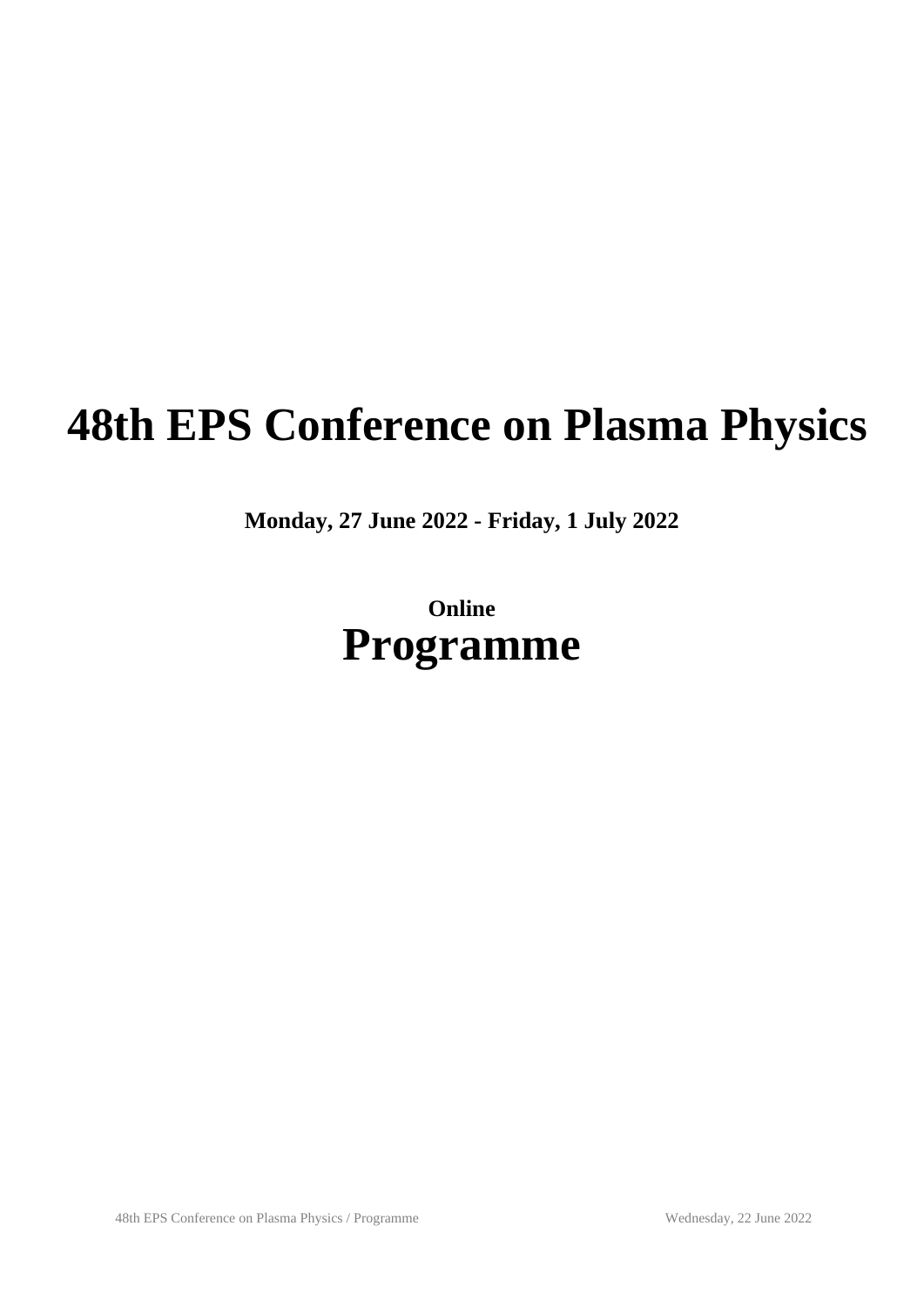# 48th EPS Conference on Plasma Physics

**Monday, 27 June 2022 - Friday, 1 July 2022**

**Online**

# Programme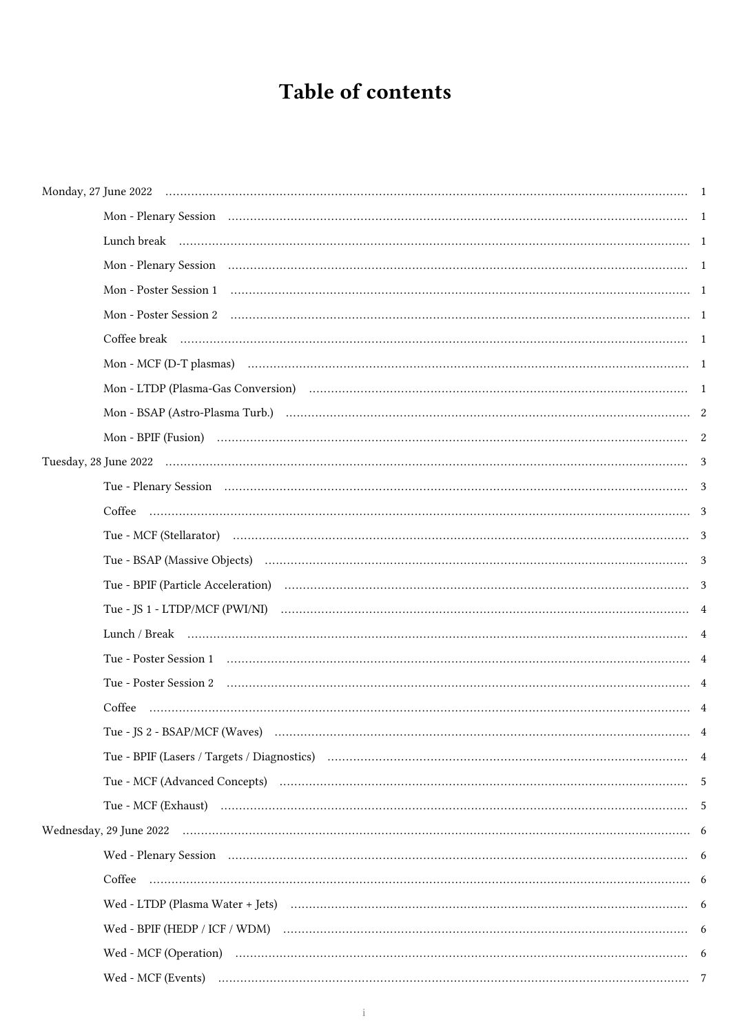# Table of contents

- Monday, 27 June 2022 ..... 1
  - Mon - Plenary Session ..... 1
  - Lunch break ..... 1
  - Mon - Plenary Session ..... 1
  - Mon - Poster Session 1 ..... 1
  - Mon - Poster Session 2 ..... 1
  - Coffee break ..... 1
  - Mon - MCF (D-T plasmas) ..... 1
  - Mon - LTDP (Plasma-Gas Conversion) ..... 1
  - Mon - BSAP (Astro-Plasma Turb.) ..... 2
  - Mon - BPIF (Fusion) ..... 2
- Tuesday, 28 June 2022 ..... 3
  - Tue - Plenary Session ..... 3
  - Coffee ..... 3
  - Tue - MCF (Stellarator) ..... 3
  - Tue - BSAP (Massive Objects) ..... 3
  - Tue - BPIF (Particle Acceleration) ..... 3
  - Tue - JS 1 - LTDP/MCF (PWI/NI) ..... 4
  - Lunch / Break ..... 4
  - Tue - Poster Session 1 ..... 4
  - Tue - Poster Session 2 ..... 4
  - Coffee ..... 4
  - Tue - JS 2 - BSAP/MCF (Waves) ..... 4
  - Tue - BPIF (Lasers / Targets / Diagnostics) ..... 4
  - Tue - MCF (Advanced Concepts) ..... 5
  - Tue - MCF (Exhaust) ..... 5
- Wednesday, 29 June 2022 ..... 6
  - Wed - Plenary Session ..... 6
  - Coffee ..... 6
  - Wed - LTDP (Plasma Water + Jets) ..... 6
  - Wed - BPIF (HEDP / ICF / WDM) ..... 6
  - Wed - MCF (Operation) ..... 6
  - Wed - MCF (Events) ..... 7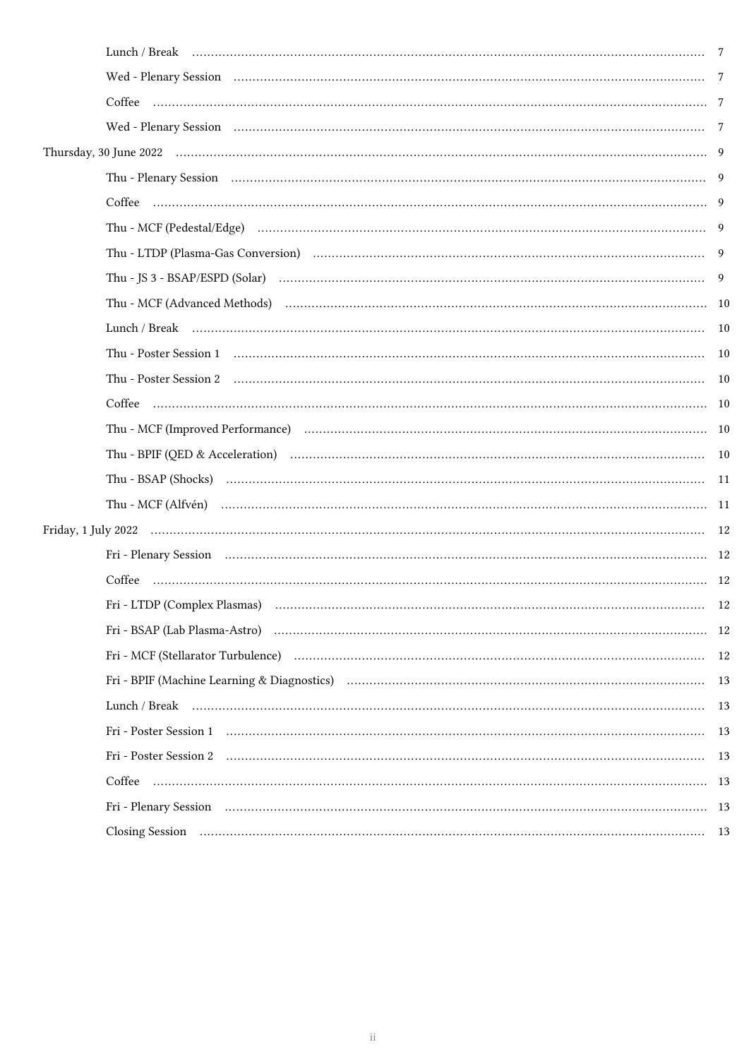- Lunch / Break ........ 7
- Wed - Plenary Session ........ 7
- Coffee ........ 7
- Wed - Plenary Session ........ 7

Thursday, 30 June 2022 ........ 9

- Thu - Plenary Session ........ 9
- Coffee ........ 9
- Thu - MCF (Pedestal/Edge) ........ 9
- Thu - LTDP (Plasma-Gas Conversion) ........ 9
- Thu - JS 3 - BSAP/ESPD (Solar) ........ 9
- Thu - MCF (Advanced Methods) ........ 10
- Lunch / Break ........ 10
- Thu - Poster Session 1 ........ 10
- Thu - Poster Session 2 ........ 10
- Coffee ........ 10
- Thu - MCF (Improved Performance) ........ 10
- Thu - BPIF (QED & Acceleration) ........ 10
- Thu - BSAP (Shocks) ........ 11
- Thu - MCF (Alfvén) ........ 11

Friday, 1 July 2022 ........ 12

- Fri - Plenary Session ........ 12
- Coffee ........ 12
- Fri - LTDP (Complex Plasmas) ........ 12
- Fri - BSAP (Lab Plasma-Astro) ........ 12
- Fri - MCF (Stellarator Turbulence) ........ 12
- Fri - BPIF (Machine Learning & Diagnostics) ........ 13
- Lunch / Break ........ 13
- Fri - Poster Session 1 ........ 13
- Fri - Poster Session 2 ........ 13
- Coffee ........ 13
- Fri - Plenary Session ........ 13
- Closing Session ........ 13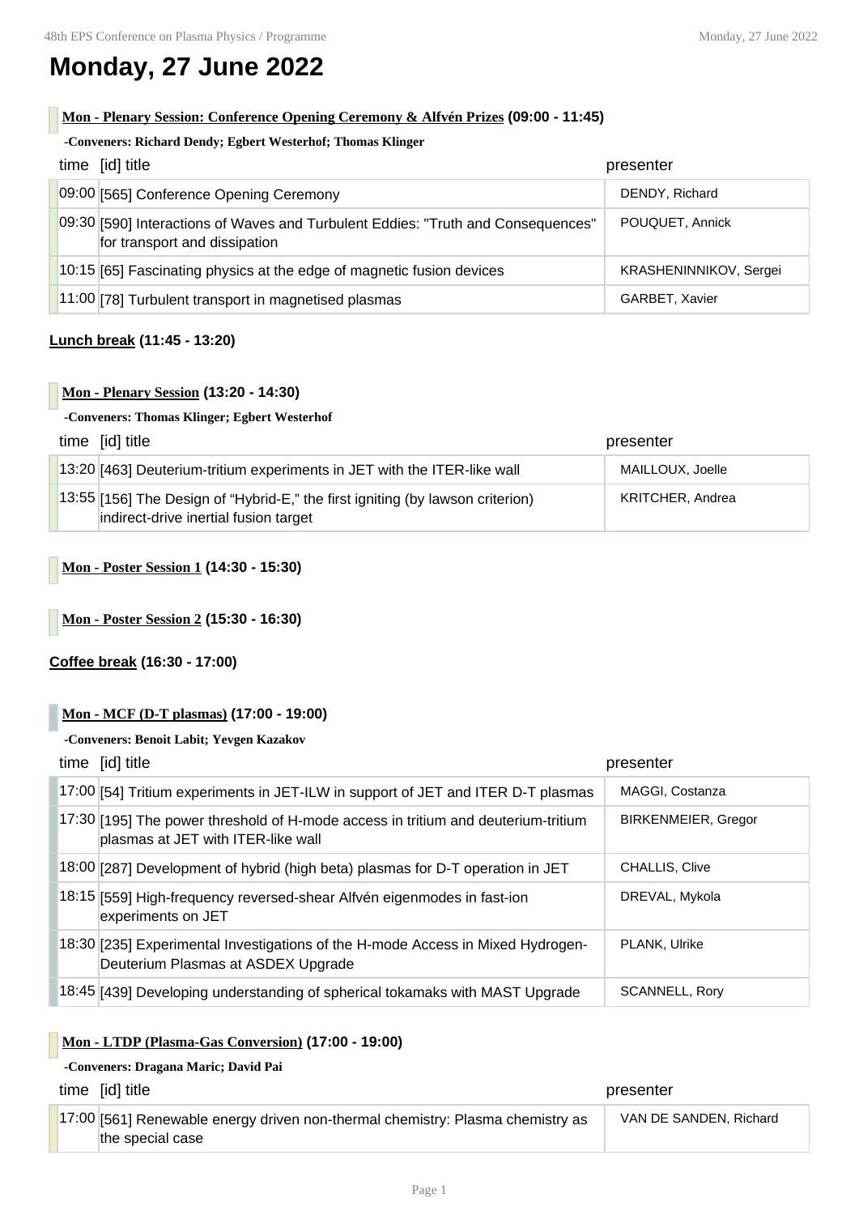# Monday, 27 June 2022

**Mon - Plenary Session: Conference Opening Ceremony & Alfvén Prizes (09:00 - 11:45)**

**-Conveners: Richard Dendy; Egbert Westerhof; Thomas Klinger**

| time | [id] title | presenter |
|---|---|---|
| 09:00 | [565] Conference Opening Ceremony | DENDY, Richard |
| 09:30 | [590] Interactions of Waves and Turbulent Eddies: "Truth and Consequences" for transport and dissipation | POUQUET, Annick |
| 10:15 | [65] Fascinating physics at the edge of magnetic fusion devices | KRASHENINNIKOV, Sergei |
| 11:00 | [78] Turbulent transport in magnetised plasmas | GARBET, Xavier |

**Lunch break (11:45 - 13:20)**

**Mon - Plenary Session (13:20 - 14:30)**

**-Conveners: Thomas Klinger; Egbert Westerhof**

| time | [id] title | presenter |
|---|---|---|
| 13:20 | [463] Deuterium-tritium experiments in JET with the ITER-like wall | MAILLOUX, Joelle |
| 13:55 | [156] The Design of "Hybrid-E," the first igniting (by lawson criterion) indirect-drive inertial fusion target | KRITCHER, Andrea |

**Mon - Poster Session 1 (14:30 - 15:30)**

**Mon - Poster Session 2 (15:30 - 16:30)**

**Coffee break (16:30 - 17:00)**

**Mon - MCF (D-T plasmas) (17:00 - 19:00)**

**-Conveners: Benoit Labit; Yevgen Kazakov**

| time | [id] title | presenter |
|---|---|---|
| 17:00 | [54] Tritium experiments in JET-ILW in support of JET and ITER D-T plasmas | MAGGI, Costanza |
| 17:30 | [195] The power threshold of H-mode access in tritium and deuterium-tritium plasmas at JET with ITER-like wall | BIRKENMEIER, Gregor |
| 18:00 | [287] Development of hybrid (high beta) plasmas for D-T operation in JET | CHALLIS, Clive |
| 18:15 | [559] High-frequency reversed-shear Alfvén eigenmodes in fast-ion experiments on JET | DREVAL, Mykola |
| 18:30 | [235] Experimental Investigations of the H-mode Access in Mixed Hydrogen-Deuterium Plasmas at ASDEX Upgrade | PLANK, Ulrike |
| 18:45 | [439] Developing understanding of spherical tokamaks with MAST Upgrade | SCANNELL, Rory |

**Mon - LTDP (Plasma-Gas Conversion) (17:00 - 19:00)**

**-Conveners: Dragana Maric; David Pai**

| time | [id] title | presenter |
|---|---|---|
| 17:00 | [561] Renewable energy driven non-thermal chemistry: Plasma chemistry as the special case | VAN DE SANDEN, Richard |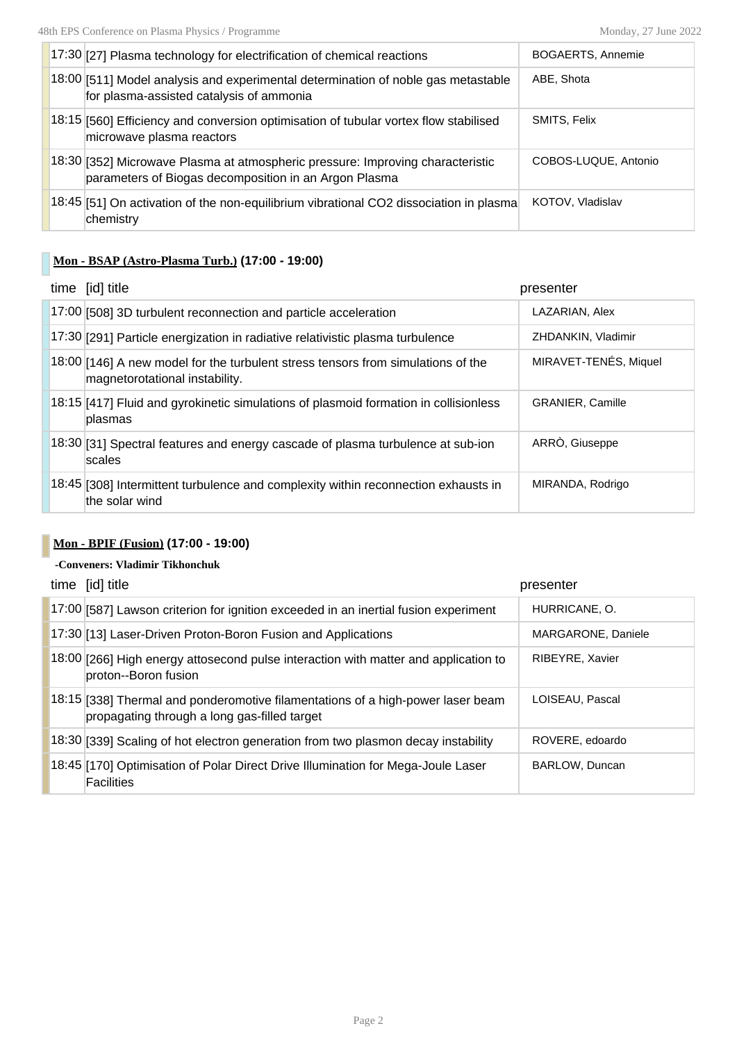| time | [id] title | presenter |
|---|---|---|
| 17:30 | [27] Plasma technology for electrification of chemical reactions | BOGAERTS, Annemie |
| 18:00 | [511] Model analysis and experimental determination of noble gas metastable for plasma-assisted catalysis of ammonia | ABE, Shota |
| 18:15 | [560] Efficiency and conversion optimisation of tubular vortex flow stabilised microwave plasma reactors | SMITS, Felix |
| 18:30 | [352] Microwave Plasma at atmospheric pressure: Improving characteristic parameters of Biogas decomposition in an Argon Plasma | COBOS-LUQUE, Antonio |
| 18:45 | [51] On activation of the non-equilibrium vibrational CO2 dissociation in plasma chemistry | KOTOV, Vladislav |

## Mon - BSAP (Astro-Plasma Turb.) (17:00 - 19:00)

| time | [id] title | presenter |
|---|---|---|
| 17:00 | [508] 3D turbulent reconnection and particle acceleration | LAZARIAN, Alex |
| 17:30 | [291] Particle energization in radiative relativistic plasma turbulence | ZHDANKIN, Vladimir |
| 18:00 | [146] A new model for the turbulent stress tensors from simulations of the magnetorotational instability. | MIRAVET-TENÉS, Miquel |
| 18:15 | [417] Fluid and gyrokinetic simulations of plasmoid formation in collisionless plasmas | GRANIER, Camille |
| 18:30 | [31] Spectral features and energy cascade of plasma turbulence at sub-ion scales | ARRÒ, Giuseppe |
| 18:45 | [308] Intermittent turbulence and complexity within reconnection exhausts in the solar wind | MIRANDA, Rodrigo |

## Mon - BPIF (Fusion) (17:00 - 19:00)

-Conveners: Vladimir Tikhonchuk

| time | [id] title | presenter |
|---|---|---|
| 17:00 | [587] Lawson criterion for ignition exceeded in an inertial fusion experiment | HURRICANE, O. |
| 17:30 | [13] Laser-Driven Proton-Boron Fusion and Applications | MARGARONE, Daniele |
| 18:00 | [266] High energy attosecond pulse interaction with matter and application to proton--Boron fusion | RIBEYRE, Xavier |
| 18:15 | [338] Thermal and ponderomotive filamentations of a high-power laser beam propagating through a long gas-filled target | LOISEAU, Pascal |
| 18:30 | [339] Scaling of hot electron generation from two plasmon decay instability | ROVERE, edoardo |
| 18:45 | [170] Optimisation of Polar Direct Drive Illumination for Mega-Joule Laser Facilities | BARLOW, Duncan |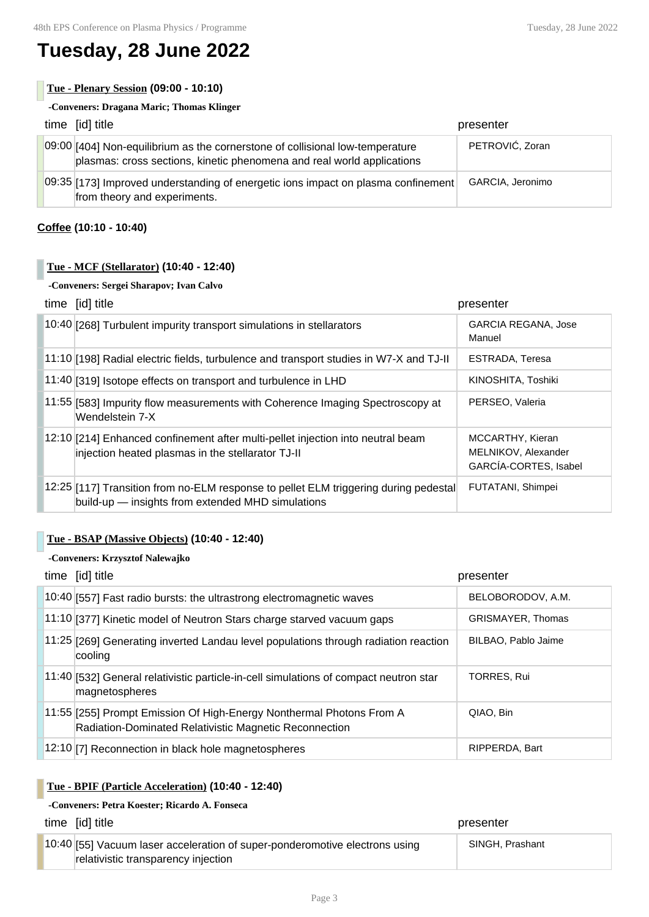# Tuesday, 28 June 2022

### Tue - Plenary Session (09:00 - 10:10)

**-Conveners: Dragana Maric; Thomas Klinger**

| time | [id] title | presenter |
|---|---|---|
| 09:00 | [404] Non-equilibrium as the cornerstone of collisional low-temperature plasmas: cross sections, kinetic phenomena and real world applications | PETROVIĆ, Zoran |
| 09:35 | [173] Improved understanding of energetic ions impact on plasma confinement from theory and experiments. | GARCIA, Jeronimo |

**Coffee (10:10 - 10:40)**

### Tue - MCF (Stellarator) (10:40 - 12:40)

**-Conveners: Sergei Sharapov; Ivan Calvo**

| time | [id] title | presenter |
|---|---|---|
| 10:40 | [268] Turbulent impurity transport simulations in stellarators | GARCIA REGANA, Jose Manuel |
| 11:10 | [198] Radial electric fields, turbulence and transport studies in W7-X and TJ-II | ESTRADA, Teresa |
| 11:40 | [319] Isotope effects on transport and turbulence in LHD | KINOSHITA, Toshiki |
| 11:55 | [583] Impurity flow measurements with Coherence Imaging Spectroscopy at Wendelstein 7-X | PERSEO, Valeria |
| 12:10 | [214] Enhanced confinement after multi-pellet injection into neutral beam injection heated plasmas in the stellarator TJ-II | MCCARTHY, Kieran<br>MELNIKOV, Alexander<br>GARCÍA-CORTES, Isabel |
| 12:25 | [117] Transition from no-ELM response to pellet ELM triggering during pedestal build-up — insights from extended MHD simulations | FUTATANI, Shimpei |

### Tue - BSAP (Massive Objects) (10:40 - 12:40)

**-Conveners: Krzysztof Nalewajko**

| time | [id] title | presenter |
|---|---|---|
| 10:40 | [557] Fast radio bursts: the ultrastrong electromagnetic waves | BELOBORODOV, A.M. |
| 11:10 | [377] Kinetic model of Neutron Stars charge starved vacuum gaps | GRISMAYER, Thomas |
| 11:25 | [269] Generating inverted Landau level populations through radiation reaction cooling | BILBAO, Pablo Jaime |
| 11:40 | [532] General relativistic particle-in-cell simulations of compact neutron star magnetospheres | TORRES, Rui |
| 11:55 | [255] Prompt Emission Of High-Energy Nonthermal Photons From A Radiation-Dominated Relativistic Magnetic Reconnection | QIAO, Bin |
| 12:10 | [7] Reconnection in black hole magnetospheres | RIPPERDA, Bart |

### Tue - BPIF (Particle Acceleration) (10:40 - 12:40)

**-Conveners: Petra Koester; Ricardo A. Fonseca**

| time | [id] title | presenter |
|---|---|---|
| 10:40 | [55] Vacuum laser acceleration of super-ponderomotive electrons using relativistic transparency injection | SINGH, Prashant |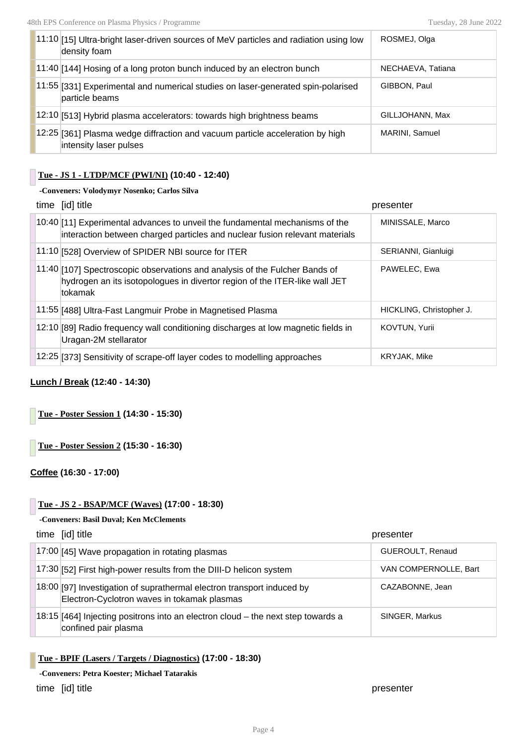| time | [id] title | presenter |
|---|---|---|
| 11:10 | [15] Ultra-bright laser-driven sources of MeV particles and radiation using low density foam | ROSMEJ, Olga |
| 11:40 | [144] Hosing of a long proton bunch induced by an electron bunch | NECHAEVA, Tatiana |
| 11:55 | [331] Experimental and numerical studies on laser-generated spin-polarised particle beams | GIBBON, Paul |
| 12:10 | [513] Hybrid plasma accelerators: towards high brightness beams | GILLJOHANN, Max |
| 12:25 | [361] Plasma wedge diffraction and vacuum particle acceleration by high intensity laser pulses | MARINI, Samuel |

### Tue - JS 1 - LTDP/MCF (PWI/NI) (10:40 - 12:40)

**-Conveners: Volodymyr Nosenko; Carlos Silva**

| time | [id] title | presenter |
|---|---|---|
| 10:40 | [11] Experimental advances to unveil the fundamental mechanisms of the interaction between charged particles and nuclear fusion relevant materials | MINISSALE, Marco |
| 11:10 | [528] Overview of SPIDER NBI source for ITER | SERIANNI, Gianluigi |
| 11:40 | [107] Spectroscopic observations and analysis of the Fulcher Bands of hydrogen an its isotopologues in divertor region of the ITER-like wall JET tokamak | PAWELEC, Ewa |
| 11:55 | [488] Ultra-Fast Langmuir Probe in Magnetised Plasma | HICKLING, Christopher J. |
| 12:10 | [89] Radio frequency wall conditioning discharges at low magnetic fields in Uragan-2M stellarator | KOVTUN, Yurii |
| 12:25 | [373] Sensitivity of scrape-off layer codes to modelling approaches | KRYJAK, Mike |

**Lunch / Break (12:40 - 14:30)**

### Tue - Poster Session 1 (14:30 - 15:30)

### Tue - Poster Session 2 (15:30 - 16:30)

**Coffee (16:30 - 17:00)**

### Tue - JS 2 - BSAP/MCF (Waves) (17:00 - 18:30)

**-Conveners: Basil Duval; Ken McClements**

| time | [id] title | presenter |
|---|---|---|
| 17:00 | [45] Wave propagation in rotating plasmas | GUEROULT, Renaud |
| 17:30 | [52] First high-power results from the DIII-D helicon system | VAN COMPERNOLLE, Bart |
| 18:00 | [97] Investigation of suprathermal electron transport induced by Electron-Cyclotron waves in tokamak plasmas | CAZABONNE, Jean |
| 18:15 | [464] Injecting positrons into an electron cloud – the next step towards a confined pair plasma | SINGER, Markus |

### Tue - BPIF (Lasers / Targets / Diagnostics) (17:00 - 18:30)

**-Conveners: Petra Koester; Michael Tatarakis**

| time | [id] title | presenter |
|---|---|---|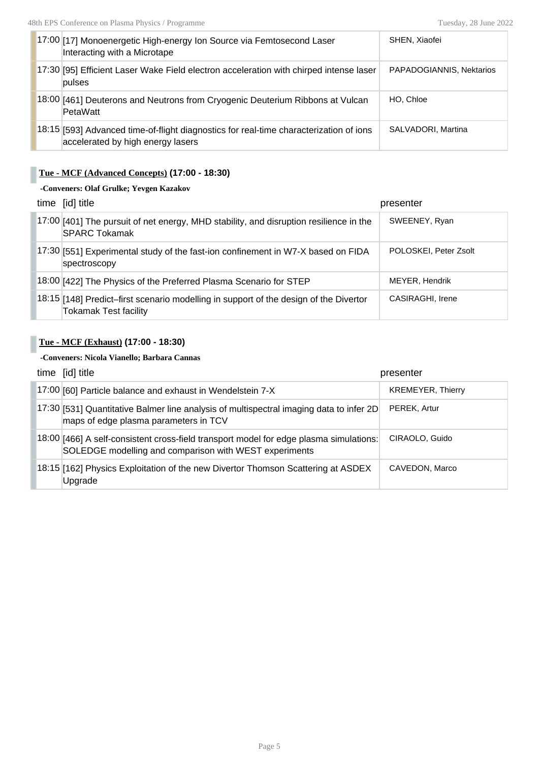| time | [id] title | presenter |
|---|---|---|
| 17:00 | [17] Monoenergetic High-energy Ion Source via Femtosecond Laser Interacting with a Microtape | SHEN, Xiaofei |
| 17:30 | [95] Efficient Laser Wake Field electron acceleration with chirped intense laser pulses | PAPADOGIANNIS, Nektarios |
| 18:00 | [461] Deuterons and Neutrons from Cryogenic Deuterium Ribbons at Vulcan PetaWatt | HO, Chloe |
| 18:15 | [593] Advanced time-of-flight diagnostics for real-time characterization of ions accelerated by high energy lasers | SALVADORI, Martina |

### Tue - MCF (Advanced Concepts) (17:00 - 18:30)

**-Conveners: Olaf Grulke; Yevgen Kazakov**

| time | [id] title | presenter |
|---|---|---|
| 17:00 | [401] The pursuit of net energy, MHD stability, and disruption resilience in the SPARC Tokamak | SWEENEY, Ryan |
| 17:30 | [551] Experimental study of the fast-ion confinement in W7-X based on FIDA spectroscopy | POLOSKEI, Peter Zsolt |
| 18:00 | [422] The Physics of the Preferred Plasma Scenario for STEP | MEYER, Hendrik |
| 18:15 | [148] Predict–first scenario modelling in support of the design of the Divertor Tokamak Test facility | CASIRAGHI, Irene |

### Tue - MCF (Exhaust) (17:00 - 18:30)

**-Conveners: Nicola Vianello; Barbara Cannas**

| time | [id] title | presenter |
|---|---|---|
| 17:00 | [60] Particle balance and exhaust in Wendelstein 7-X | KREMEYER, Thierry |
| 17:30 | [531] Quantitative Balmer line analysis of multispectral imaging data to infer 2D maps of edge plasma parameters in TCV | PEREK, Artur |
| 18:00 | [466] A self-consistent cross-field transport model for edge plasma simulations: SOLEDGE modelling and comparison with WEST experiments | CIRAOLO, Guido |
| 18:15 | [162] Physics Exploitation of the new Divertor Thomson Scattering at ASDEX Upgrade | CAVEDON, Marco |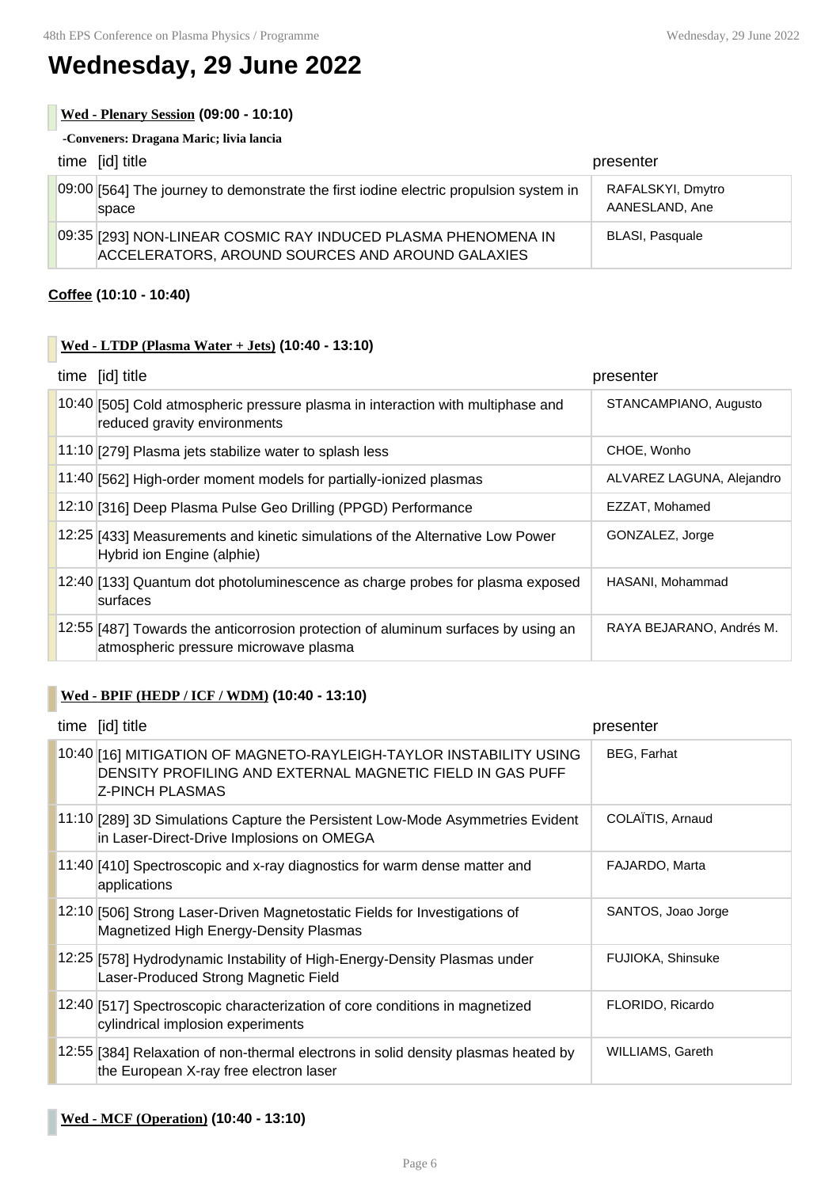# Wednesday, 29 June 2022

**Wed - Plenary Session (09:00 - 10:10)**

**-Conveners: Dragana Maric; livia lancia**

| time | [id] title | presenter |
|---|---|---|
| 09:00 | [564] The journey to demonstrate the first iodine electric propulsion system in space | RAFALSKYI, Dmytro AANESLAND, Ane |
| 09:35 | [293] NON-LINEAR COSMIC RAY INDUCED PLASMA PHENOMENA IN ACCELERATORS, AROUND SOURCES AND AROUND GALAXIES | BLASI, Pasquale |

**Coffee (10:10 - 10:40)**

**Wed - LTDP (Plasma Water + Jets) (10:40 - 13:10)**

| time | [id] title | presenter |
|---|---|---|
| 10:40 | [505] Cold atmospheric pressure plasma in interaction with multiphase and reduced gravity environments | STANCAMPIANO, Augusto |
| 11:10 | [279] Plasma jets stabilize water to splash less | CHOE, Wonho |
| 11:40 | [562] High-order moment models for partially-ionized plasmas | ALVAREZ LAGUNA, Alejandro |
| 12:10 | [316] Deep Plasma Pulse Geo Drilling (PPGD) Performance | EZZAT, Mohamed |
| 12:25 | [433] Measurements and kinetic simulations of the Alternative Low Power Hybrid ion Engine (alphie) | GONZALEZ, Jorge |
| 12:40 | [133] Quantum dot photoluminescence as charge probes for plasma exposed surfaces | HASANI, Mohammad |
| 12:55 | [487] Towards the anticorrosion protection of aluminum surfaces by using an atmospheric pressure microwave plasma | RAYA BEJARANO, Andrés M. |

**Wed - BPIF (HEDP / ICF / WDM) (10:40 - 13:10)**

| time | [id] title | presenter |
|---|---|---|
| 10:40 | [16] MITIGATION OF MAGNETO-RAYLEIGH-TAYLOR INSTABILITY USING DENSITY PROFILING AND EXTERNAL MAGNETIC FIELD IN GAS PUFF Z-PINCH PLASMAS | BEG, Farhat |
| 11:10 | [289] 3D Simulations Capture the Persistent Low-Mode Asymmetries Evident in Laser-Direct-Drive Implosions on OMEGA | COLAÏTIS, Arnaud |
| 11:40 | [410] Spectroscopic and x-ray diagnostics for warm dense matter and applications | FAJARDO, Marta |
| 12:10 | [506] Strong Laser-Driven Magnetostatic Fields for Investigations of Magnetized High Energy-Density Plasmas | SANTOS, Joao Jorge |
| 12:25 | [578] Hydrodynamic Instability of High-Energy-Density Plasmas under Laser-Produced Strong Magnetic Field | FUJIOKA, Shinsuke |
| 12:40 | [517] Spectroscopic characterization of core conditions in magnetized cylindrical implosion experiments | FLORIDO, Ricardo |
| 12:55 | [384] Relaxation of non-thermal electrons in solid density plasmas heated by the European X-ray free electron laser | WILLIAMS, Gareth |

**Wed - MCF (Operation) (10:40 - 13:10)**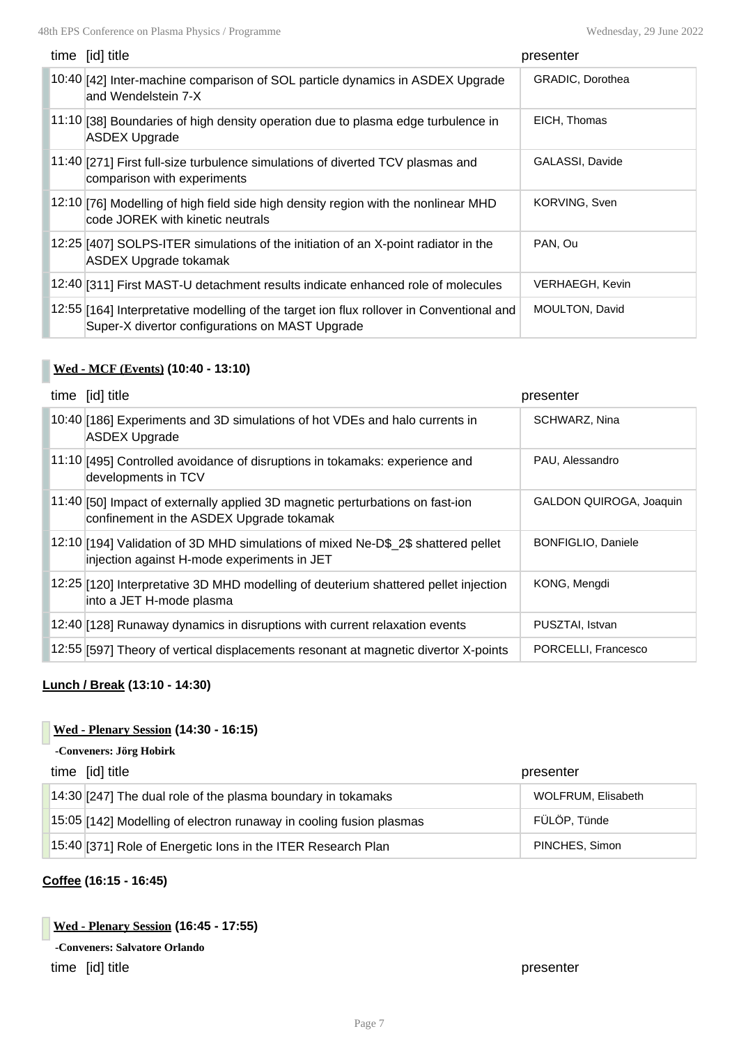| time | [id] title | presenter |
|---|---|---|
| 10:40 | [42] Inter-machine comparison of SOL particle dynamics in ASDEX Upgrade and Wendelstein 7-X | GRADIC, Dorothea |
| 11:10 | [38] Boundaries of high density operation due to plasma edge turbulence in ASDEX Upgrade | EICH, Thomas |
| 11:40 | [271] First full-size turbulence simulations of diverted TCV plasmas and comparison with experiments | GALASSI, Davide |
| 12:10 | [76] Modelling of high field side high density region with the nonlinear MHD code JOREK with kinetic neutrals | KORVING, Sven |
| 12:25 | [407] SOLPS-ITER simulations of the initiation of an X-point radiator in the ASDEX Upgrade tokamak | PAN, Ou |
| 12:40 | [311] First MAST-U detachment results indicate enhanced role of molecules | VERHAEGH, Kevin |
| 12:55 | [164] Interpretative modelling of the target ion flux rollover in Conventional and Super-X divertor configurations on MAST Upgrade | MOULTON, David |

### Wed - MCF (Events) (10:40 - 13:10)

| time | [id] title | presenter |
|---|---|---|
| 10:40 | [186] Experiments and 3D simulations of hot VDEs and halo currents in ASDEX Upgrade | SCHWARZ, Nina |
| 11:10 | [495] Controlled avoidance of disruptions in tokamaks: experience and developments in TCV | PAU, Alessandro |
| 11:40 | [50] Impact of externally applied 3D magnetic perturbations on fast-ion confinement in the ASDEX Upgrade tokamak | GALDON QUIROGA, Joaquin |
| 12:10 | [194] Validation of 3D MHD simulations of mixed Ne-D$_2$ shattered pellet injection against H-mode experiments in JET | BONFIGLIO, Daniele |
| 12:25 | [120] Interpretative 3D MHD modelling of deuterium shattered pellet injection into a JET H-mode plasma | KONG, Mengdi |
| 12:40 | [128] Runaway dynamics in disruptions with current relaxation events | PUSZTAI, Istvan |
| 12:55 | [597] Theory of vertical displacements resonant at magnetic divertor X-points | PORCELLI, Francesco |

**Lunch / Break (13:10 - 14:30)**

### Wed - Plenary Session (14:30 - 16:15)

-Conveners: Jörg Hobirk

| time | [id] title | presenter |
|---|---|---|
| 14:30 | [247] The dual role of the plasma boundary in tokamaks | WOLFRUM, Elisabeth |
| 15:05 | [142] Modelling of electron runaway in cooling fusion plasmas | FÜLÖP, Tünde |
| 15:40 | [371] Role of Energetic Ions in the ITER Research Plan | PINCHES, Simon |

**Coffee (16:15 - 16:45)**

### Wed - Plenary Session (16:45 - 17:55)

-Conveners: Salvatore Orlando

| time | [id] title | presenter |
|---|---|---|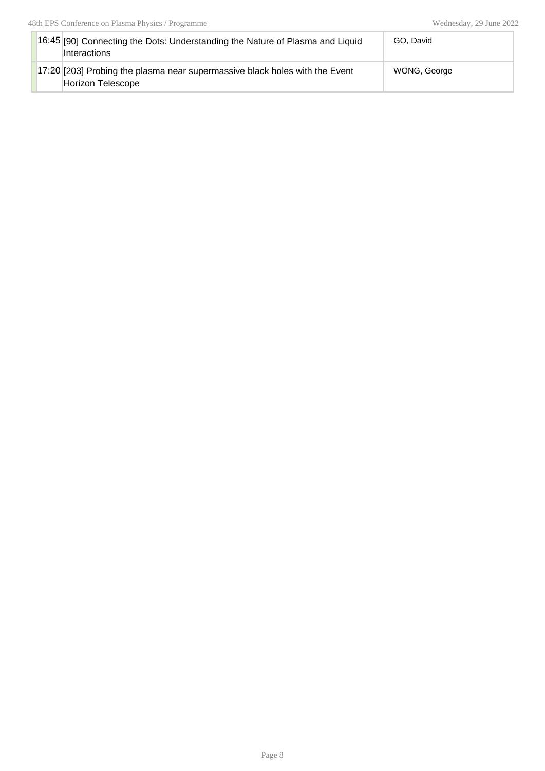| | | |
|---|---|---|
| 16:45 | [90] Connecting the Dots: Understanding the Nature of Plasma and Liquid Interactions | GO, David |
| 17:20 | [203] Probing the plasma near supermassive black holes with the Event Horizon Telescope | WONG, George |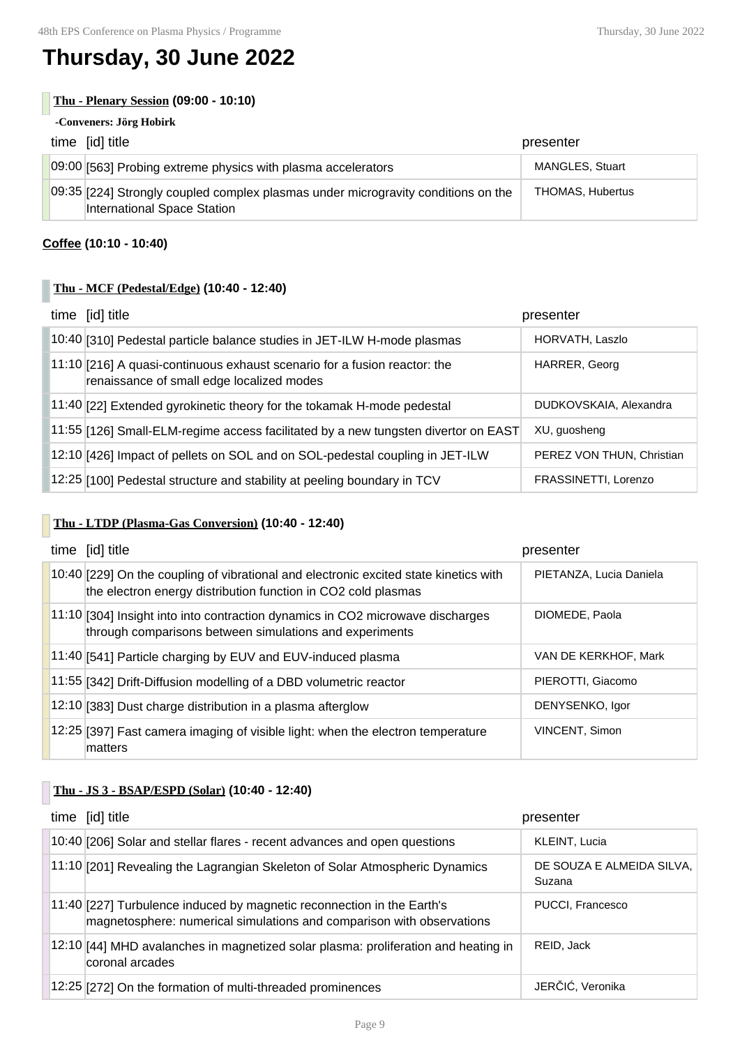# Thursday, 30 June 2022

**Thu - Plenary Session (09:00 - 10:10)**

**-Conveners: Jörg Hobirk**

| time | [id] title | presenter |
|---|---|---|
| 09:00 | [563] Probing extreme physics with plasma accelerators | MANGLES, Stuart |
| 09:35 | [224] Strongly coupled complex plasmas under microgravity conditions on the International Space Station | THOMAS, Hubertus |

**Coffee (10:10 - 10:40)**

**Thu - MCF (Pedestal/Edge) (10:40 - 12:40)**

| time | [id] title | presenter |
|---|---|---|
| 10:40 | [310] Pedestal particle balance studies in JET-ILW H-mode plasmas | HORVATH, Laszlo |
| 11:10 | [216] A quasi-continuous exhaust scenario for a fusion reactor: the renaissance of small edge localized modes | HARRER, Georg |
| 11:40 | [22] Extended gyrokinetic theory for the tokamak H-mode pedestal | DUDKOVSKAIA, Alexandra |
| 11:55 | [126] Small-ELM-regime access facilitated by a new tungsten divertor on EAST | XU, guosheng |
| 12:10 | [426] Impact of pellets on SOL and on SOL-pedestal coupling in JET-ILW | PEREZ VON THUN, Christian |
| 12:25 | [100] Pedestal structure and stability at peeling boundary in TCV | FRASSINETTI, Lorenzo |

**Thu - LTDP (Plasma-Gas Conversion) (10:40 - 12:40)**

| time | [id] title | presenter |
|---|---|---|
| 10:40 | [229] On the coupling of vibrational and electronic excited state kinetics with the electron energy distribution function in CO2 cold plasmas | PIETANZA, Lucia Daniela |
| 11:10 | [304] Insight into into contraction dynamics in CO2 microwave discharges through comparisons between simulations and experiments | DIOMEDE, Paola |
| 11:40 | [541] Particle charging by EUV and EUV-induced plasma | VAN DE KERKHOF, Mark |
| 11:55 | [342] Drift-Diffusion modelling of a DBD volumetric reactor | PIEROTTI, Giacomo |
| 12:10 | [383] Dust charge distribution in a plasma afterglow | DENYSENKO, Igor |
| 12:25 | [397] Fast camera imaging of visible light: when the electron temperature matters | VINCENT, Simon |

**Thu - JS 3 - BSAP/ESPD (Solar) (10:40 - 12:40)**

| time | [id] title | presenter |
|---|---|---|
| 10:40 | [206] Solar and stellar flares - recent advances and open questions | KLEINT, Lucia |
| 11:10 | [201] Revealing the Lagrangian Skeleton of Solar Atmospheric Dynamics | DE SOUZA E ALMEIDA SILVA, Suzana |
| 11:40 | [227] Turbulence induced by magnetic reconnection in the Earth's magnetosphere: numerical simulations and comparison with observations | PUCCI, Francesco |
| 12:10 | [44] MHD avalanches in magnetized solar plasma: proliferation and heating in coronal arcades | REID, Jack |
| 12:25 | [272] On the formation of multi-threaded prominences | JERČIĆ, Veronika |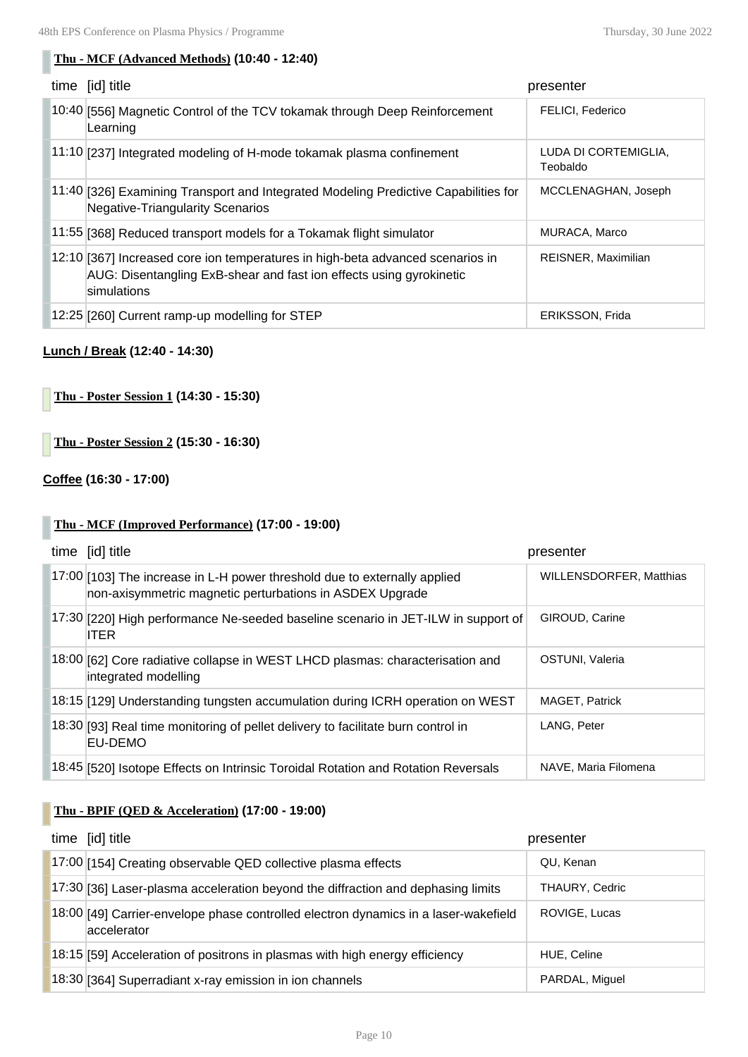### Thu - MCF (Advanced Methods) (10:40 - 12:40)

| time | [id] title | presenter |
|---|---|---|
| 10:40 | [556] Magnetic Control of the TCV tokamak through Deep Reinforcement Learning | FELICI, Federico |
| 11:10 | [237] Integrated modeling of H-mode tokamak plasma confinement | LUDA DI CORTEMIGLIA, Teobaldo |
| 11:40 | [326] Examining Transport and Integrated Modeling Predictive Capabilities for Negative-Triangularity Scenarios | MCCLENAGHAN, Joseph |
| 11:55 | [368] Reduced transport models for a Tokamak flight simulator | MURACA, Marco |
| 12:10 | [367] Increased core ion temperatures in high-beta advanced scenarios in AUG: Disentangling ExB-shear and fast ion effects using gyrokinetic simulations | REISNER, Maximilian |
| 12:25 | [260] Current ramp-up modelling for STEP | ERIKSSON, Frida |

**Lunch / Break (12:40 - 14:30)**

### Thu - Poster Session 1 (14:30 - 15:30)

### Thu - Poster Session 2 (15:30 - 16:30)

**Coffee (16:30 - 17:00)**

### Thu - MCF (Improved Performance) (17:00 - 19:00)

| time | [id] title | presenter |
|---|---|---|
| 17:00 | [103] The increase in L-H power threshold due to externally applied non-axisymmetric magnetic perturbations in ASDEX Upgrade | WILLENSDORFER, Matthias |
| 17:30 | [220] High performance Ne-seeded baseline scenario in JET-ILW in support of ITER | GIROUD, Carine |
| 18:00 | [62] Core radiative collapse in WEST LHCD plasmas: characterisation and integrated modelling | OSTUNI, Valeria |
| 18:15 | [129] Understanding tungsten accumulation during ICRH operation on WEST | MAGET, Patrick |
| 18:30 | [93] Real time monitoring of pellet delivery to facilitate burn control in EU-DEMO | LANG, Peter |
| 18:45 | [520] Isotope Effects on Intrinsic Toroidal Rotation and Rotation Reversals | NAVE, Maria Filomena |

### Thu - BPIF (QED & Acceleration) (17:00 - 19:00)

| time | [id] title | presenter |
|---|---|---|
| 17:00 | [154] Creating observable QED collective plasma effects | QU, Kenan |
| 17:30 | [36] Laser-plasma acceleration beyond the diffraction and dephasing limits | THAURY, Cedric |
| 18:00 | [49] Carrier-envelope phase controlled electron dynamics in a laser-wakefield accelerator | ROVIGE, Lucas |
| 18:15 | [59] Acceleration of positrons in plasmas with high energy efficiency | HUE, Celine |
| 18:30 | [364] Superradiant x-ray emission in ion channels | PARDAL, Miguel |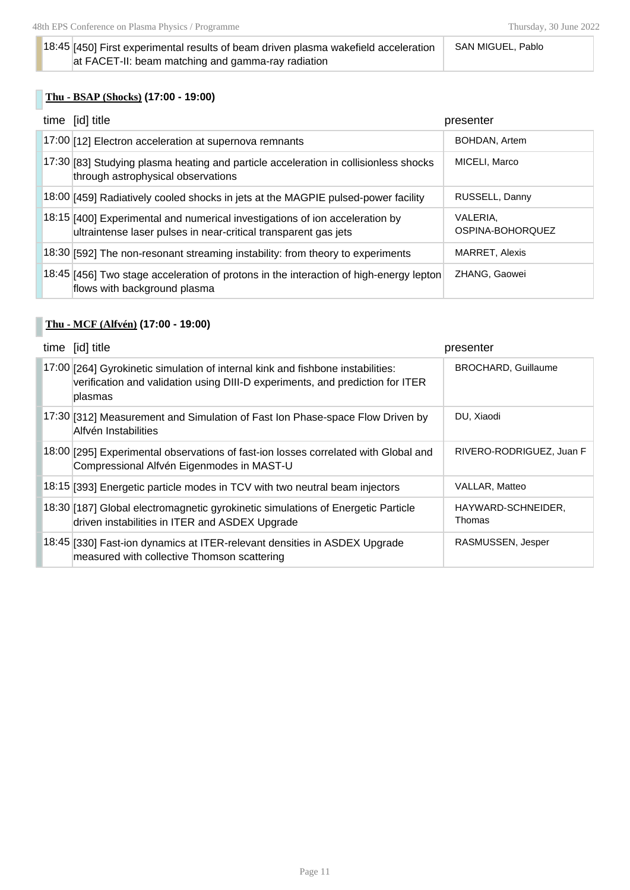| time | [id] title | presenter |
|---|---|---|
| 18:45 | [450] First experimental results of beam driven plasma wakefield acceleration at FACET-II: beam matching and gamma-ray radiation | SAN MIGUEL, Pablo |

### Thu - BSAP (Shocks) (17:00 - 19:00)

| time | [id] title | presenter |
|---|---|---|
| 17:00 | [12] Electron acceleration at supernova remnants | BOHDAN, Artem |
| 17:30 | [83] Studying plasma heating and particle acceleration in collisionless shocks through astrophysical observations | MICELI, Marco |
| 18:00 | [459] Radiatively cooled shocks in jets at the MAGPIE pulsed-power facility | RUSSELL, Danny |
| 18:15 | [400] Experimental and numerical investigations of ion acceleration by ultraintense laser pulses in near-critical transparent gas jets | VALERIA, OSPINA-BOHORQUEZ |
| 18:30 | [592] The non-resonant streaming instability: from theory to experiments | MARRET, Alexis |
| 18:45 | [456] Two stage acceleration of protons in the interaction of high-energy lepton flows with background plasma | ZHANG, Gaowei |

### Thu - MCF (Alfvén) (17:00 - 19:00)

| time | [id] title | presenter |
|---|---|---|
| 17:00 | [264] Gyrokinetic simulation of internal kink and fishbone instabilities: verification and validation using DIII-D experiments, and prediction for ITER plasmas | BROCHARD, Guillaume |
| 17:30 | [312] Measurement and Simulation of Fast Ion Phase-space Flow Driven by Alfvén Instabilities | DU, Xiaodi |
| 18:00 | [295] Experimental observations of fast-ion losses correlated with Global and Compressional Alfvén Eigenmodes in MAST-U | RIVERO-RODRIGUEZ, Juan F |
| 18:15 | [393] Energetic particle modes in TCV with two neutral beam injectors | VALLAR, Matteo |
| 18:30 | [187] Global electromagnetic gyrokinetic simulations of Energetic Particle driven instabilities in ITER and ASDEX Upgrade | HAYWARD-SCHNEIDER, Thomas |
| 18:45 | [330] Fast-ion dynamics at ITER-relevant densities in ASDEX Upgrade measured with collective Thomson scattering | RASMUSSEN, Jesper |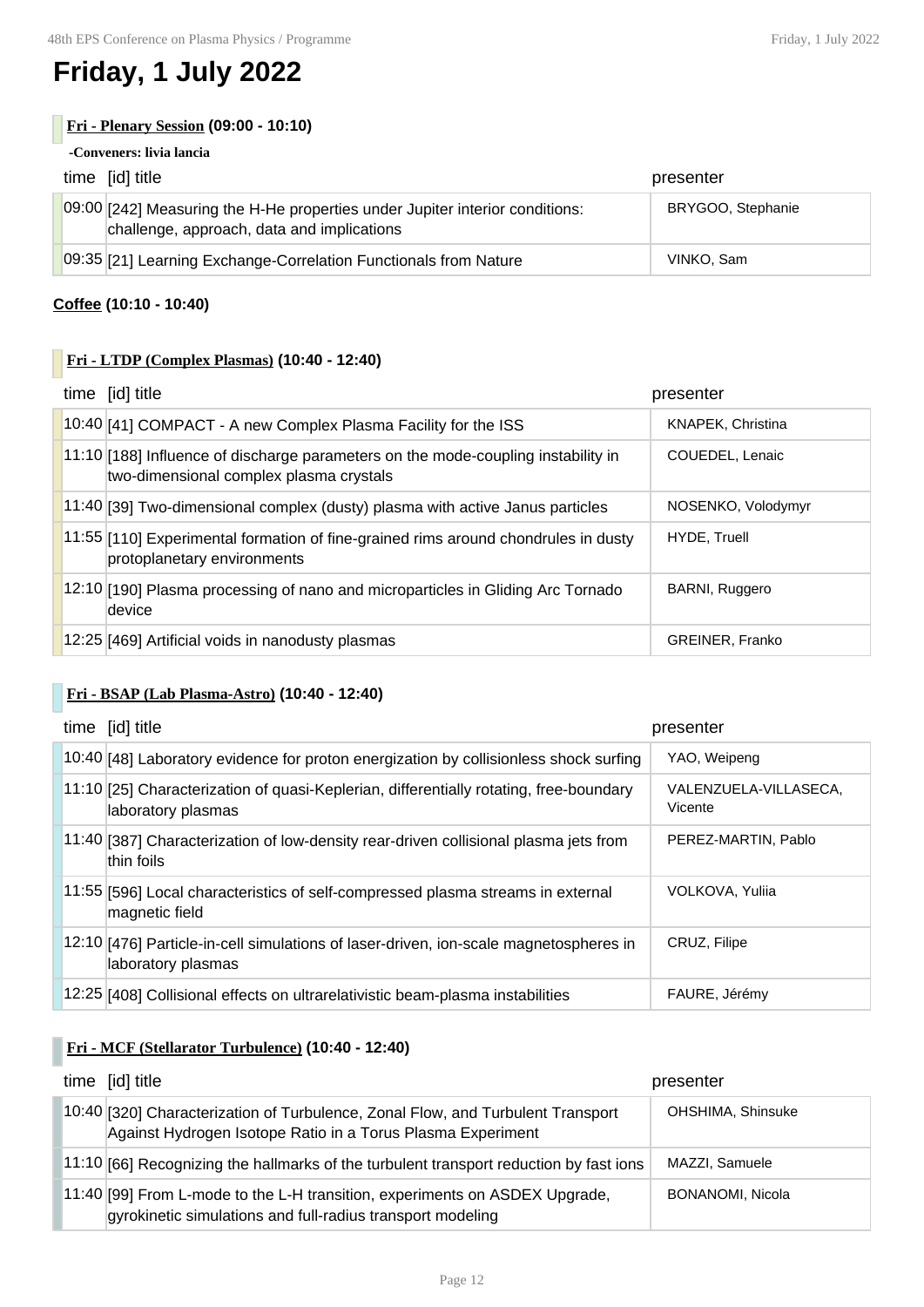# Friday, 1 July 2022

**Fri - Plenary Session (09:00 - 10:10)**

**-Conveners: livia lancia**

| time | [id] title | presenter |
|---|---|---|
| 09:00 | [242] Measuring the H-He properties under Jupiter interior conditions: challenge, approach, data and implications | BRYGOO, Stephanie |
| 09:35 | [21] Learning Exchange-Correlation Functionals from Nature | VINKO, Sam |

**Coffee (10:10 - 10:40)**

**Fri - LTDP (Complex Plasmas) (10:40 - 12:40)**

| time | [id] title | presenter |
|---|---|---|
| 10:40 | [41] COMPACT - A new Complex Plasma Facility for the ISS | KNAPEK, Christina |
| 11:10 | [188] Influence of discharge parameters on the mode-coupling instability in two-dimensional complex plasma crystals | COUEDEL, Lenaic |
| 11:40 | [39] Two-dimensional complex (dusty) plasma with active Janus particles | NOSENKO, Volodymyr |
| 11:55 | [110] Experimental formation of fine-grained rims around chondrules in dusty protoplanetary environments | HYDE, Truell |
| 12:10 | [190] Plasma processing of nano and microparticles in Gliding Arc Tornado device | BARNI, Ruggero |
| 12:25 | [469] Artificial voids in nanodusty plasmas | GREINER, Franko |

**Fri - BSAP (Lab Plasma-Astro) (10:40 - 12:40)**

| time | [id] title | presenter |
|---|---|---|
| 10:40 | [48] Laboratory evidence for proton energization by collisionless shock surfing | YAO, Weipeng |
| 11:10 | [25] Characterization of quasi-Keplerian, differentially rotating, free-boundary laboratory plasmas | VALENZUELA-VILLASECA, Vicente |
| 11:40 | [387] Characterization of low-density rear-driven collisional plasma jets from thin foils | PEREZ-MARTIN, Pablo |
| 11:55 | [596] Local characteristics of self-compressed plasma streams in external magnetic field | VOLKOVA, Yuliia |
| 12:10 | [476] Particle-in-cell simulations of laser-driven, ion-scale magnetospheres in laboratory plasmas | CRUZ, Filipe |
| 12:25 | [408] Collisional effects on ultrarelativistic beam-plasma instabilities | FAURE, Jérémy |

**Fri - MCF (Stellarator Turbulence) (10:40 - 12:40)**

| time | [id] title | presenter |
|---|---|---|
| 10:40 | [320] Characterization of Turbulence, Zonal Flow, and Turbulent Transport Against Hydrogen Isotope Ratio in a Torus Plasma Experiment | OHSHIMA, Shinsuke |
| 11:10 | [66] Recognizing the hallmarks of the turbulent transport reduction by fast ions | MAZZI, Samuele |
| 11:40 | [99] From L-mode to the L-H transition, experiments on ASDEX Upgrade, gyrokinetic simulations and full-radius transport modeling | BONANOMI, Nicola |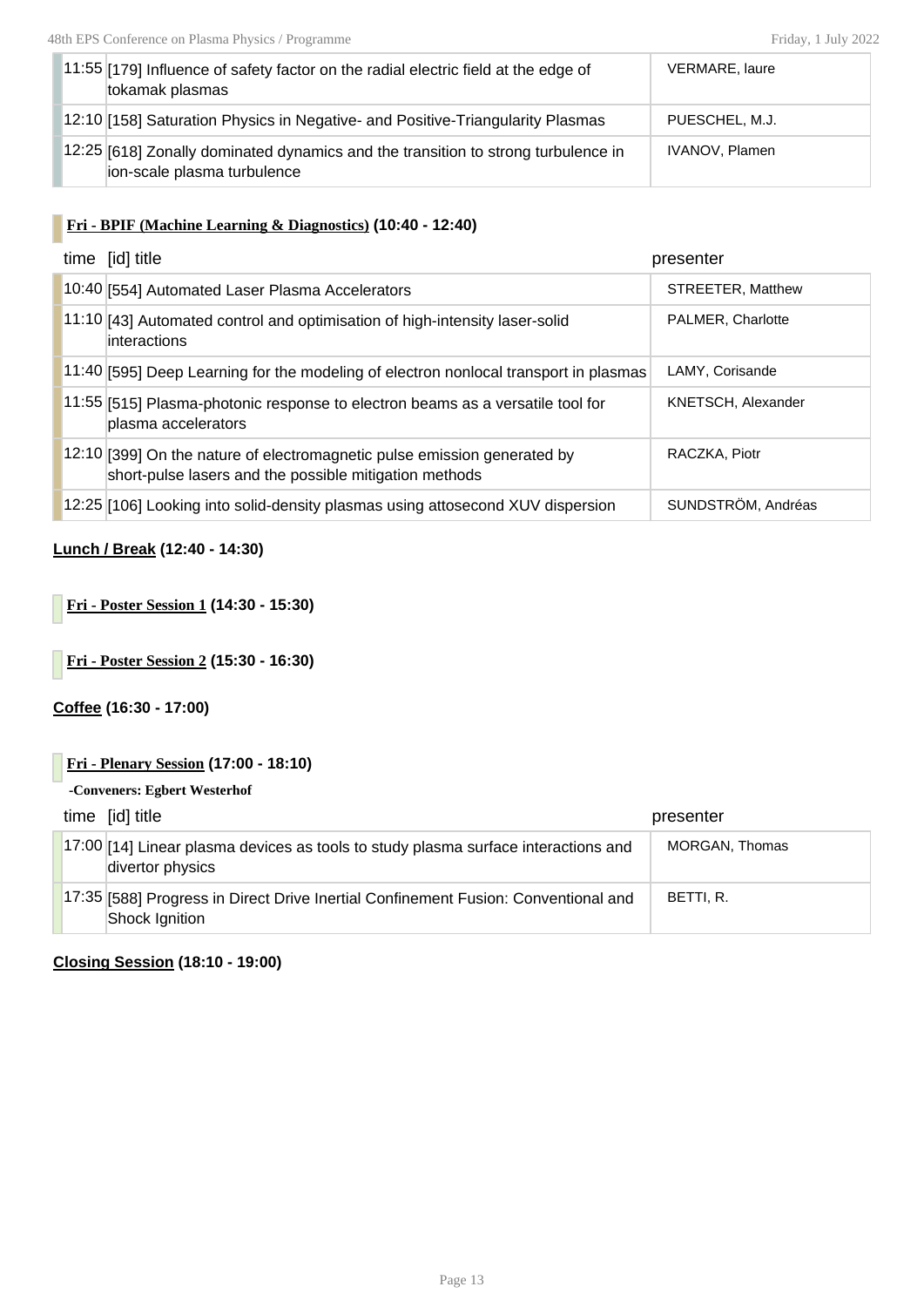| time | [id] title | presenter |
| --- | --- | --- |
| 11:55 | [179] Influence of safety factor on the radial electric field at the edge of tokamak plasmas | VERMARE, laure |
| 12:10 | [158] Saturation Physics in Negative- and Positive-Triangularity Plasmas | PUESCHEL, M.J. |
| 12:25 | [618] Zonally dominated dynamics and the transition to strong turbulence in ion-scale plasma turbulence | IVANOV, Plamen |

### Fri - BPIF (Machine Learning & Diagnostics) (10:40 - 12:40)

| time | [id] title | presenter |
| --- | --- | --- |
| 10:40 | [554] Automated Laser Plasma Accelerators | STREETER, Matthew |
| 11:10 | [43] Automated control and optimisation of high-intensity laser-solid interactions | PALMER, Charlotte |
| 11:40 | [595] Deep Learning for the modeling of electron nonlocal transport in plasmas | LAMY, Corisande |
| 11:55 | [515] Plasma-photonic response to electron beams as a versatile tool for plasma accelerators | KNETSCH, Alexander |
| 12:10 | [399] On the nature of electromagnetic pulse emission generated by short-pulse lasers and the possible mitigation methods | RACZKA, Piotr |
| 12:25 | [106] Looking into solid-density plasmas using attosecond XUV dispersion | SUNDSTRÖM, Andréas |

### Lunch / Break (12:40 - 14:30)

### Fri - Poster Session 1 (14:30 - 15:30)

### Fri - Poster Session 2 (15:30 - 16:30)

### Coffee (16:30 - 17:00)

### Fri - Plenary Session (17:00 - 18:10)

-Conveners: Egbert Westerhof

| time | [id] title | presenter |
| --- | --- | --- |
| 17:00 | [14] Linear plasma devices as tools to study plasma surface interactions and divertor physics | MORGAN, Thomas |
| 17:35 | [588] Progress in Direct Drive Inertial Confinement Fusion: Conventional and Shock Ignition | BETTI, R. |

### Closing Session (18:10 - 19:00)